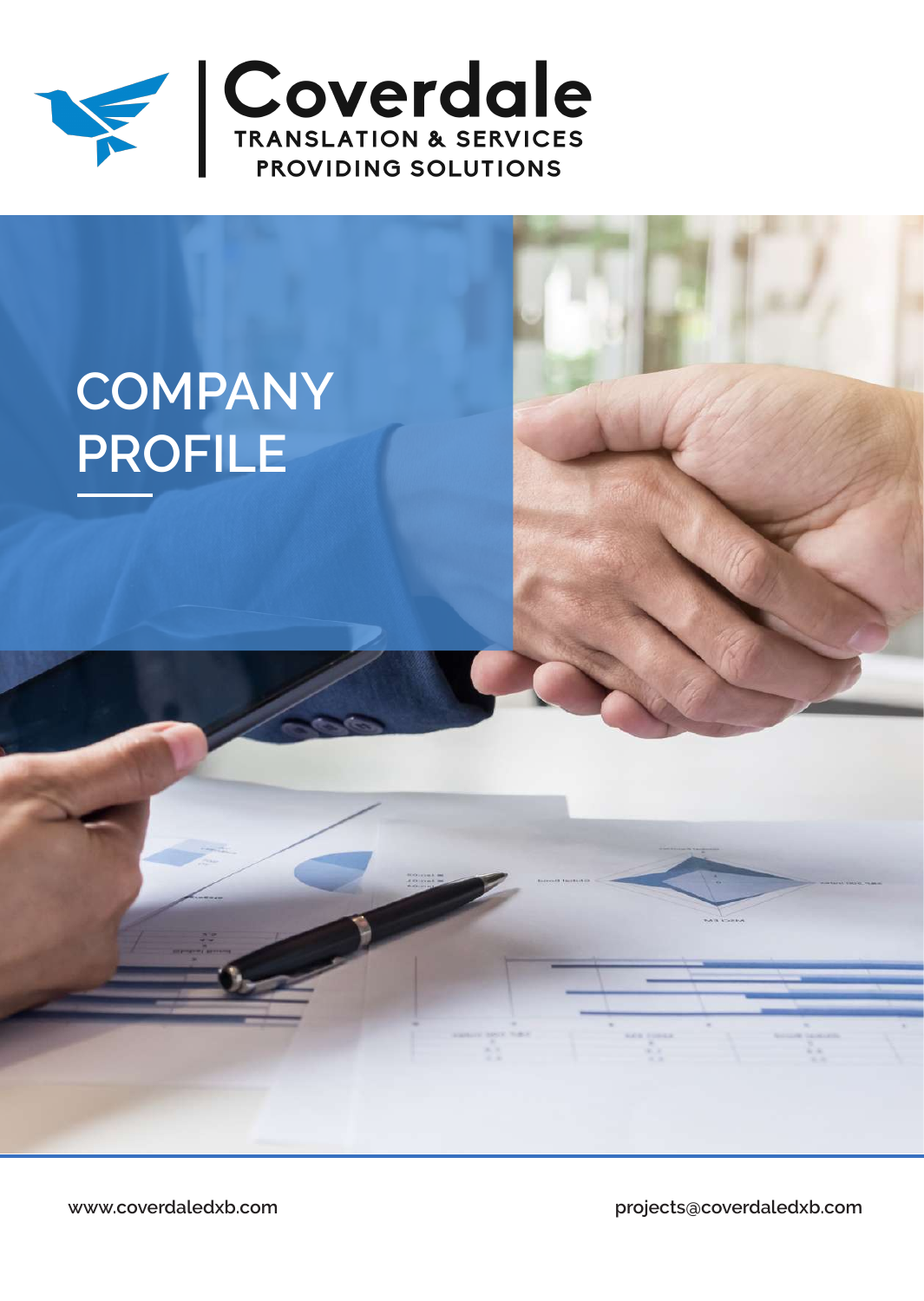# Coverdale

TRANSLATION & SERVICES
PROVIDING SOLUTIONS

# COMPANY PROFILE

www.coverdaledxb.com

projects@coverdaledxb.com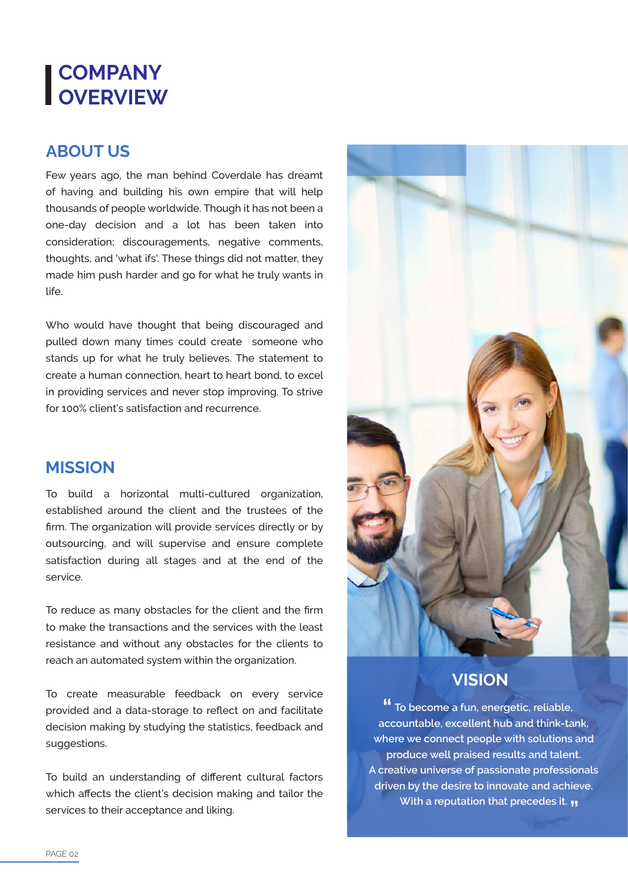# COMPANY OVERVIEW

## ABOUT US

Few years ago, the man behind Coverdale has dreamt of having and building his own empire that will help thousands of people worldwide. Though it has not been a one-day decision and a lot has been taken into consideration; discouragements, negative comments, thoughts, and 'what ifs'. These things did not matter, they made him push harder and go for what he truly wants in life.

Who would have thought that being discouraged and pulled down many times could create someone who stands up for what he truly believes. The statement to create a human connection, heart to heart bond, to excel in providing services and never stop improving. To strive for 100% client's satisfaction and recurrence.

## MISSION

To build a horizontal multi-cultured organization, established around the client and the trustees of the firm. The organization will provide services directly or by outsourcing, and will supervise and ensure complete satisfaction during all stages and at the end of the service.

To reduce as many obstacles for the client and the firm to make the transactions and the services with the least resistance and without any obstacles for the clients to reach an automated system within the organization.

To create measurable feedback on every service provided and a data-storage to reflect on and facilitate decision making by studying the statistics, feedback and suggestions.

To build an understanding of different cultural factors which affects the client's decision making and tailor the services to their acceptance and liking.

## VISION

"To become a fun, energetic, reliable, accountable, excellent hub and think-tank, where we connect people with solutions and produce well praised results and talent. A creative universe of passionate professionals driven by the desire to innovate and achieve. With a reputation that precedes it."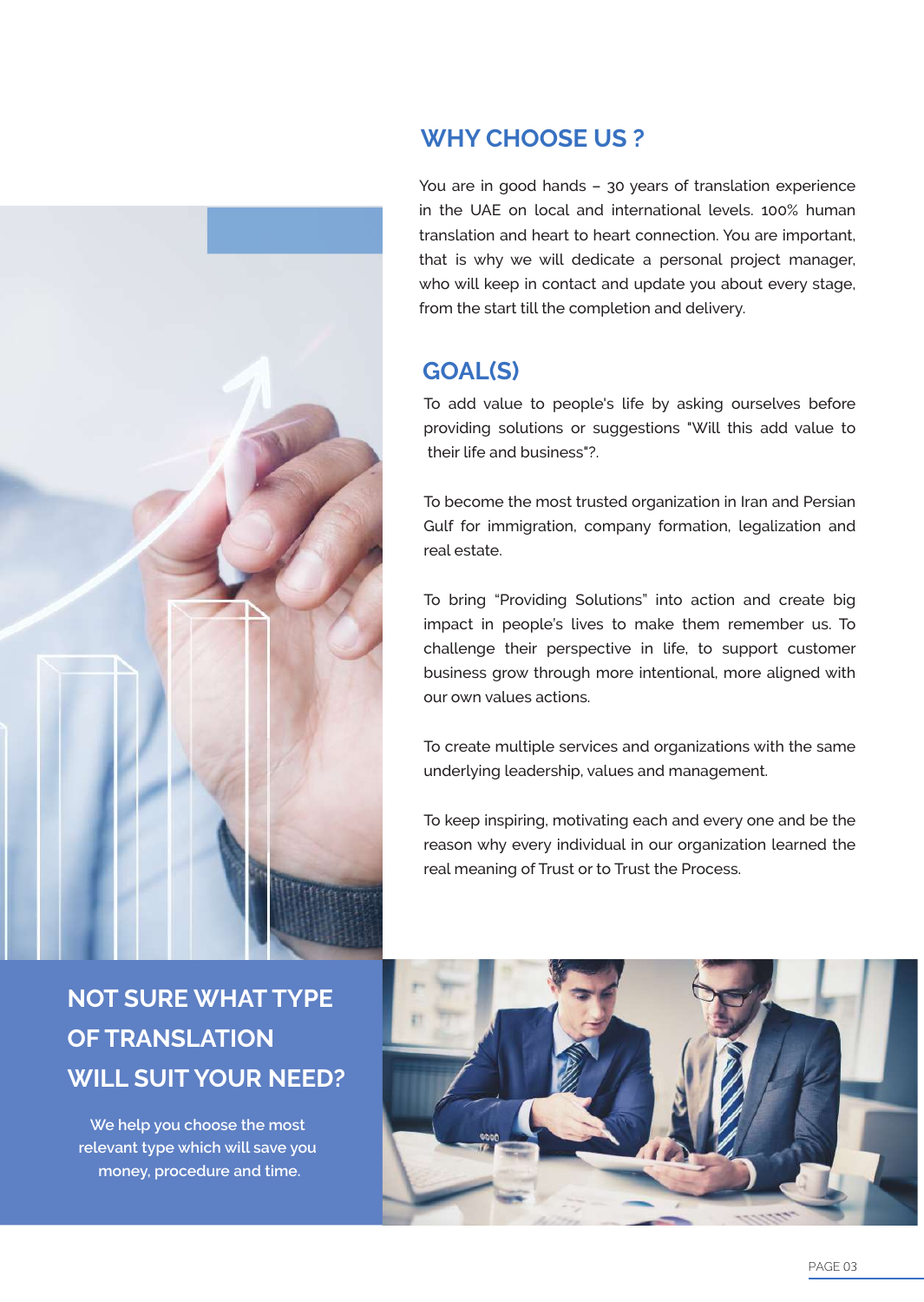## WHY CHOOSE US ?

You are in good hands – 30 years of translation experience in the UAE on local and international levels. 100% human translation and heart to heart connection. You are important, that is why we will dedicate a personal project manager, who will keep in contact and update you about every stage, from the start till the completion and delivery.

## GOAL(S)

To add value to people's life by asking ourselves before providing solutions or suggestions "Will this add value to their life and business"?.

To become the most trusted organization in Iran and Persian Gulf for immigration, company formation, legalization and real estate.

To bring "Providing Solutions" into action and create big impact in people's lives to make them remember us. To challenge their perspective in life, to support customer business grow through more intentional, more aligned with our own values actions.

To create multiple services and organizations with the same underlying leadership, values and management.

To keep inspiring, motivating each and every one and be the reason why every individual in our organization learned the real meaning of Trust or to Trust the Process.

## NOT SURE WHAT TYPE OF TRANSLATION WILL SUIT YOUR NEED?

We help you choose the most relevant type which will save you money, procedure and time.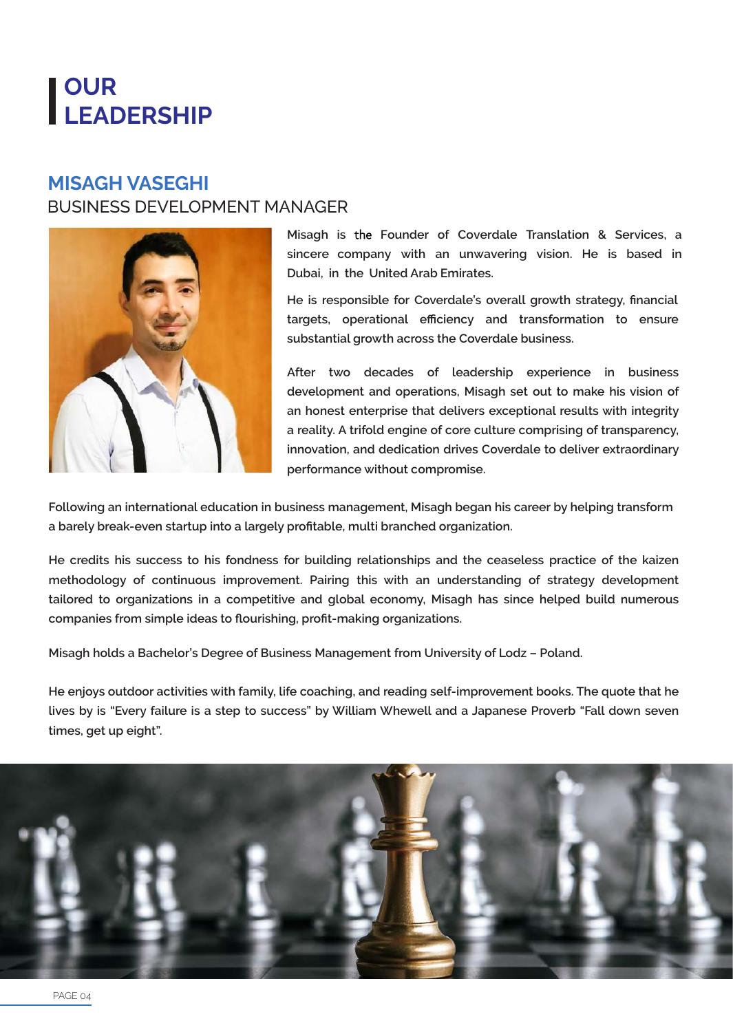# OUR LEADERSHIP

## MISAGH VASEGHI

BUSINESS DEVELOPMENT MANAGER

Misagh is the Founder of Coverdale Translation & Services, a sincere company with an unwavering vision. He is based in Dubai, in the United Arab Emirates.

He is responsible for Coverdale's overall growth strategy, financial targets, operational efficiency and transformation to ensure substantial growth across the Coverdale business.

After two decades of leadership experience in business development and operations, Misagh set out to make his vision of an honest enterprise that delivers exceptional results with integrity a reality. A trifold engine of core culture comprising of transparency, innovation, and dedication drives Coverdale to deliver extraordinary performance without compromise.

Following an international education in business management, Misagh began his career by helping transform a barely break-even startup into a largely profitable, multi branched organization.

He credits his success to his fondness for building relationships and the ceaseless practice of the kaizen methodology of continuous improvement. Pairing this with an understanding of strategy development tailored to organizations in a competitive and global economy, Misagh has since helped build numerous companies from simple ideas to flourishing, profit-making organizations.

Misagh holds a Bachelor's Degree of Business Management from University of Lodz – Poland.

He enjoys outdoor activities with family, life coaching, and reading self-improvement books. The quote that he lives by is "Every failure is a step to success" by William Whewell and a Japanese Proverb "Fall down seven times, get up eight".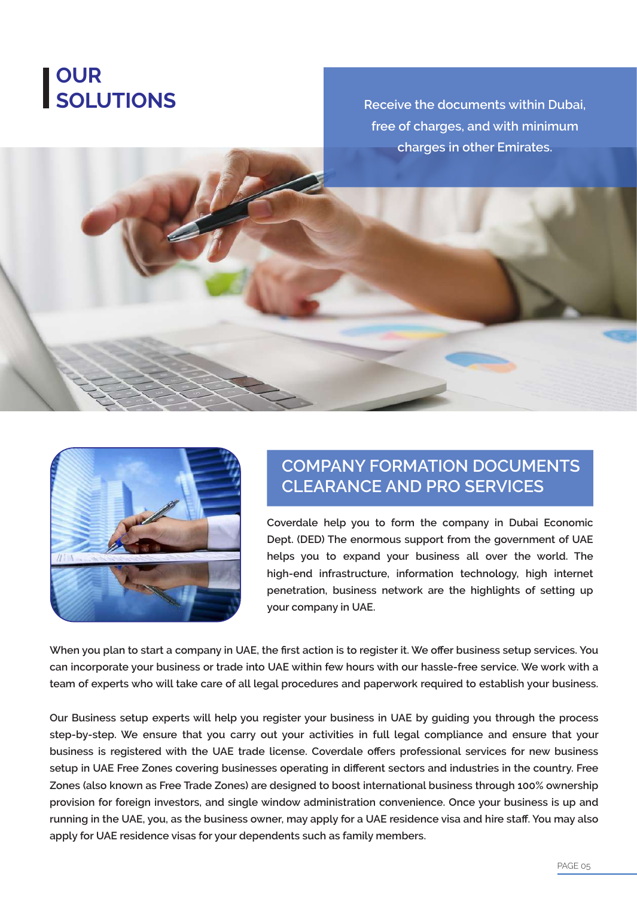# OUR SOLUTIONS

Receive the documents within Dubai, free of charges, and with minimum charges in other Emirates.

## COMPANY FORMATION DOCUMENTS CLEARANCE AND PRO SERVICES

Coverdale help you to form the company in Dubai Economic Dept. (DED) The enormous support from the government of UAE helps you to expand your business all over the world. The high-end infrastructure, information technology, high internet penetration, business network are the highlights of setting up your company in UAE.

When you plan to start a company in UAE, the first action is to register it. We offer business setup services. You can incorporate your business or trade into UAE within few hours with our hassle-free service. We work with a team of experts who will take care of all legal procedures and paperwork required to establish your business.

Our Business setup experts will help you register your business in UAE by guiding you through the process step-by-step. We ensure that you carry out your activities in full legal compliance and ensure that your business is registered with the UAE trade license. Coverdale offers professional services for new business setup in UAE Free Zones covering businesses operating in different sectors and industries in the country. Free Zones (also known as Free Trade Zones) are designed to boost international business through 100% ownership provision for foreign investors, and single window administration convenience. Once your business is up and running in the UAE, you, as the business owner, may apply for a UAE residence visa and hire staff. You may also apply for UAE residence visas for your dependents such as family members.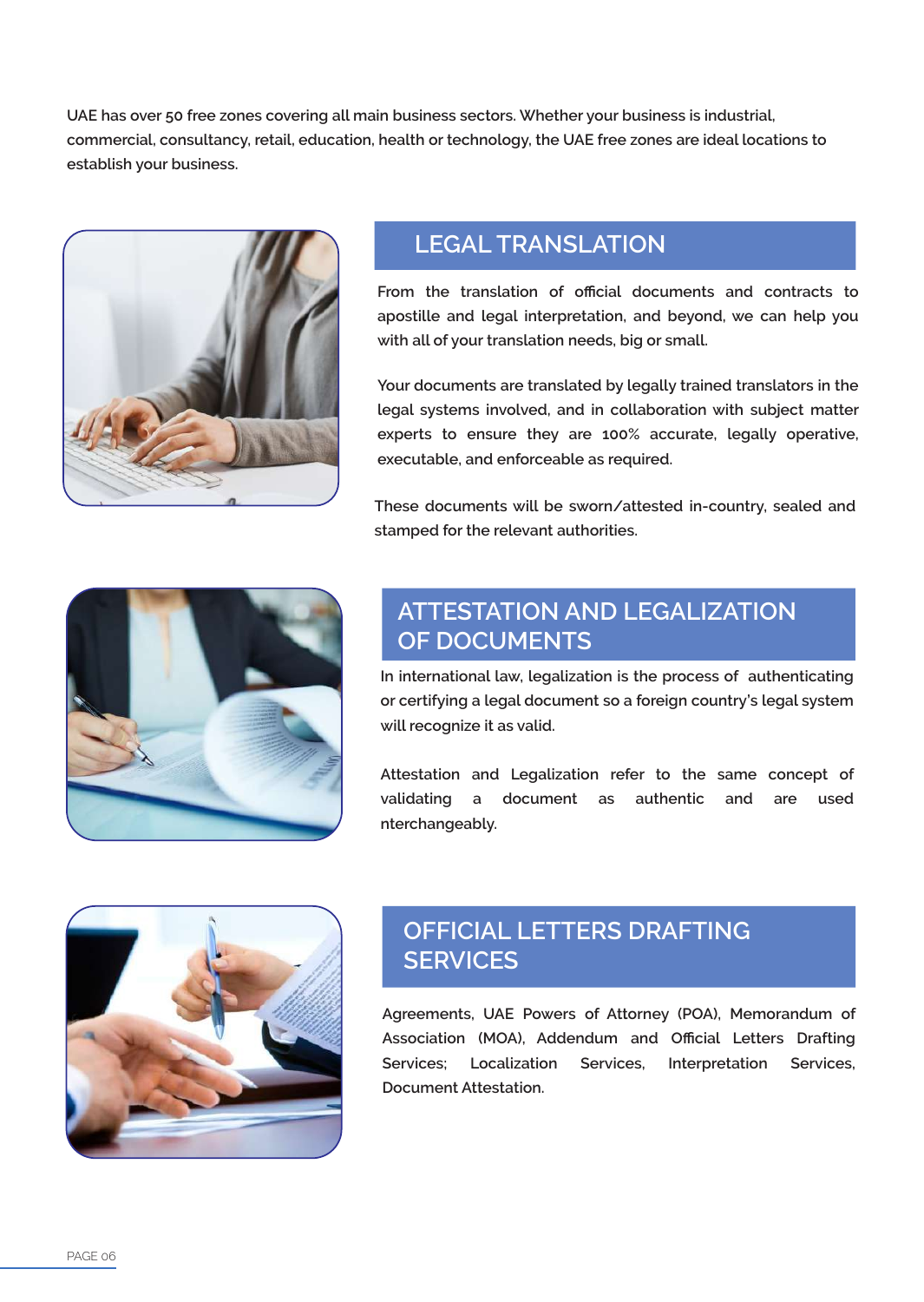UAE has over 50 free zones covering all main business sectors. Whether your business is industrial, commercial, consultancy, retail, education, health or technology, the UAE free zones are ideal locations to establish your business.

## LEGAL TRANSLATION

From the translation of official documents and contracts to apostille and legal interpretation, and beyond, we can help you with all of your translation needs, big or small.

Your documents are translated by legally trained translators in the legal systems involved, and in collaboration with subject matter experts to ensure they are 100% accurate, legally operative, executable, and enforceable as required.

These documents will be sworn/attested in-country, sealed and stamped for the relevant authorities.

## ATTESTATION AND LEGALIZATION OF DOCUMENTS

In international law, legalization is the process of authenticating or certifying a legal document so a foreign country's legal system will recognize it as valid.

Attestation and Legalization refer to the same concept of validating a document as authentic and are used nterchangeably.

## OFFICIAL LETTERS DRAFTING SERVICES

Agreements, UAE Powers of Attorney (POA), Memorandum of Association (MOA), Addendum and Official Letters Drafting Services; Localization Services, Interpretation Services, Document Attestation.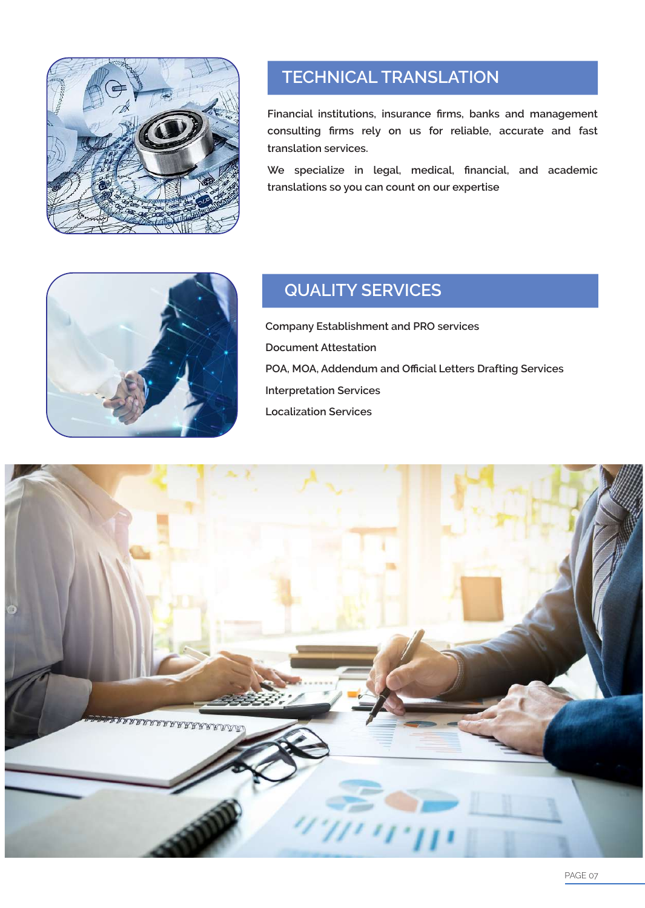## TECHNICAL TRANSLATION

Financial institutions, insurance firms, banks and management consulting firms rely on us for reliable, accurate and fast translation services.

We specialize in legal, medical, financial, and academic translations so you can count on our expertise

## QUALITY SERVICES

Company Establishment and PRO services

Document Attestation

POA, MOA, Addendum and Official Letters Drafting Services

Interpretation Services

Localization Services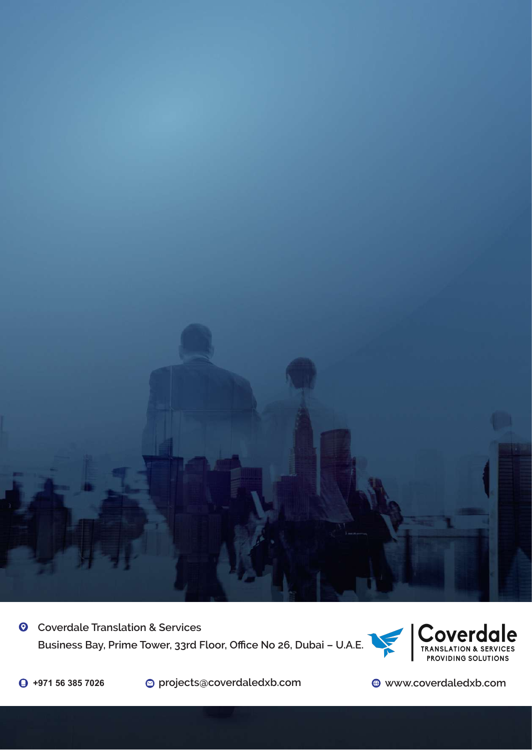Coverdale Translation & Services
Business Bay, Prime Tower, 33rd Floor, Office No 26, Dubai – U.A.E.

Coverdale
TRANSLATION & SERVICES
PROVIDING SOLUTIONS

+971 56 385 7026

projects@coverdaledxb.com

www.coverdaledxb.com